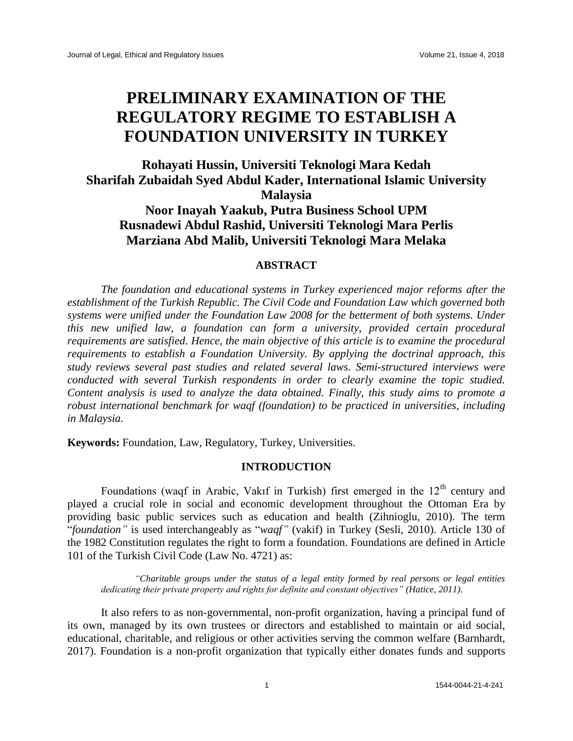# PRELIMINARY EXAMINATION OF THE REGULATORY REGIME TO ESTABLISH A FOUNDATION UNIVERSITY IN TURKEY

**Rohayati Hussin, Universiti Teknologi Mara Kedah**
**Sharifah Zubaidah Syed Abdul Kader, International Islamic University Malaysia**
**Noor Inayah Yaakub, Putra Business School UPM**
**Rusnadewi Abdul Rashid, Universiti Teknologi Mara Perlis**
**Marziana Abd Malib, Universiti Teknologi Mara Melaka**

## ABSTRACT

*The foundation and educational systems in Turkey experienced major reforms after the establishment of the Turkish Republic. The Civil Code and Foundation Law which governed both systems were unified under the Foundation Law 2008 for the betterment of both systems. Under this new unified law, a foundation can form a university, provided certain procedural requirements are satisfied. Hence, the main objective of this article is to examine the procedural requirements to establish a Foundation University. By applying the doctrinal approach, this study reviews several past studies and related several laws. Semi-structured interviews were conducted with several Turkish respondents in order to clearly examine the topic studied. Content analysis is used to analyze the data obtained. Finally, this study aims to promote a robust international benchmark for waqf (foundation) to be practiced in universities, including in Malaysia.*

**Keywords:** Foundation, Law, Regulatory, Turkey, Universities.

## INTRODUCTION

Foundations (waqf in Arabic, Vakıf in Turkish) first emerged in the 12th century and played a crucial role in social and economic development throughout the Ottoman Era by providing basic public services such as education and health (Zihnioglu, 2010). The term "*foundation"* is used interchangeably as "*waqf"* (vakif) in Turkey (Sesli, 2010). Article 130 of the 1982 Constitution regulates the right to form a foundation. Foundations are defined in Article 101 of the Turkish Civil Code (Law No. 4721) as:

> *"Charitable groups under the status of a legal entity formed by real persons or legal entities dedicating their private property and rights for definite and constant objectives" (Hatice, 2011).*

It also refers to as non-governmental, non-profit organization, having a principal fund of its own, managed by its own trustees or directors and established to maintain or aid social, educational, charitable, and religious or other activities serving the common welfare (Barnhardt, 2017). Foundation is a non-profit organization that typically either donates funds and supports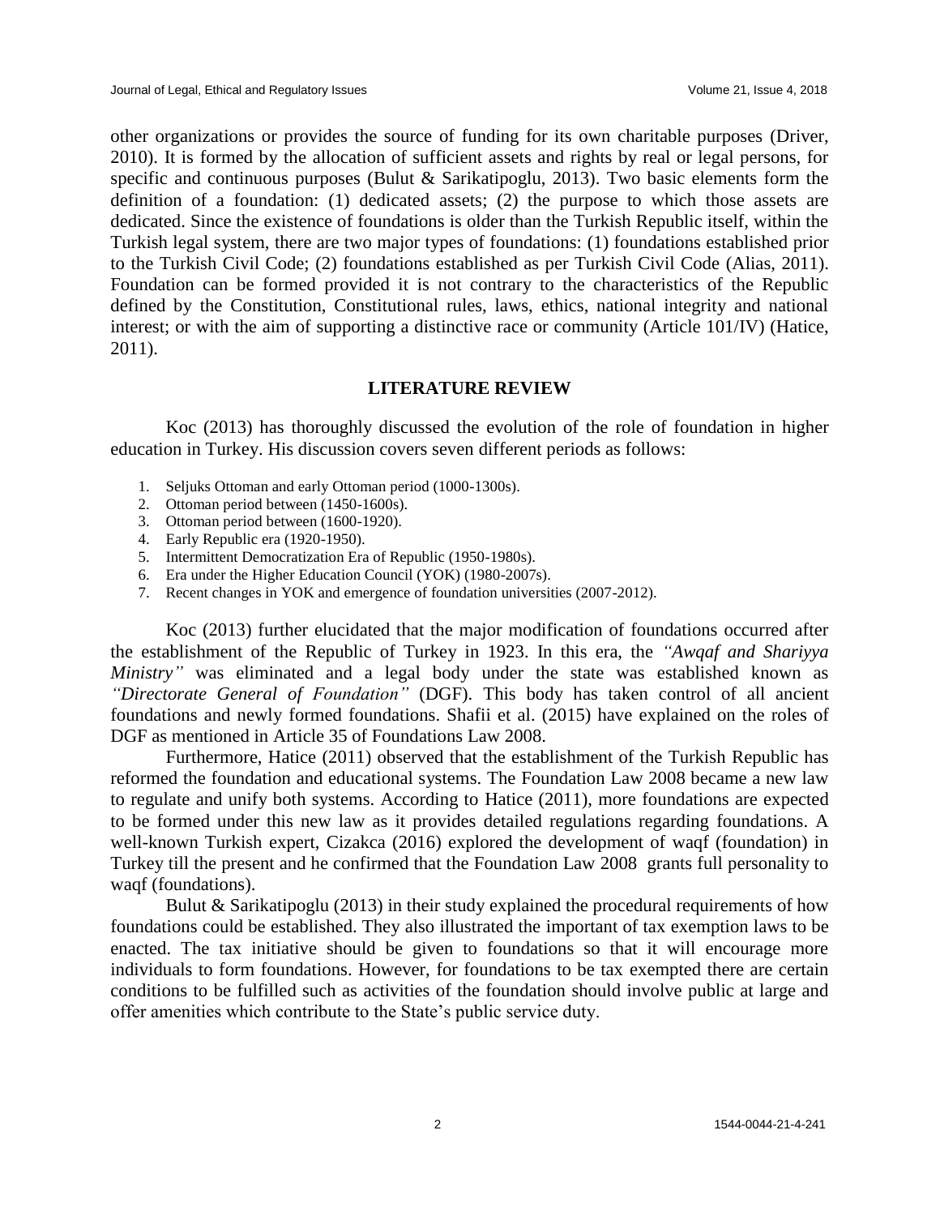other organizations or provides the source of funding for its own charitable purposes (Driver, 2010). It is formed by the allocation of sufficient assets and rights by real or legal persons, for specific and continuous purposes (Bulut & Sarikatipoglu, 2013). Two basic elements form the definition of a foundation: (1) dedicated assets; (2) the purpose to which those assets are dedicated. Since the existence of foundations is older than the Turkish Republic itself, within the Turkish legal system, there are two major types of foundations: (1) foundations established prior to the Turkish Civil Code; (2) foundations established as per Turkish Civil Code (Alias, 2011). Foundation can be formed provided it is not contrary to the characteristics of the Republic defined by the Constitution, Constitutional rules, laws, ethics, national integrity and national interest; or with the aim of supporting a distinctive race or community (Article 101/IV) (Hatice, 2011).

## LITERATURE REVIEW

Koc (2013) has thoroughly discussed the evolution of the role of foundation in higher education in Turkey. His discussion covers seven different periods as follows:

1. Seljuks Ottoman and early Ottoman period (1000-1300s).
2. Ottoman period between (1450-1600s).
3. Ottoman period between (1600-1920).
4. Early Republic era (1920-1950).
5. Intermittent Democratization Era of Republic (1950-1980s).
6. Era under the Higher Education Council (YOK) (1980-2007s).
7. Recent changes in YOK and emergence of foundation universities (2007-2012).

Koc (2013) further elucidated that the major modification of foundations occurred after the establishment of the Republic of Turkey in 1923. In this era, the *"Awqaf and Shariyya Ministry"* was eliminated and a legal body under the state was established known as *"Directorate General of Foundation"* (DGF). This body has taken control of all ancient foundations and newly formed foundations. Shafii et al. (2015) have explained on the roles of DGF as mentioned in Article 35 of Foundations Law 2008.

Furthermore, Hatice (2011) observed that the establishment of the Turkish Republic has reformed the foundation and educational systems. The Foundation Law 2008 became a new law to regulate and unify both systems. According to Hatice (2011), more foundations are expected to be formed under this new law as it provides detailed regulations regarding foundations. A well-known Turkish expert, Cizakca (2016) explored the development of waqf (foundation) in Turkey till the present and he confirmed that the Foundation Law 2008 grants full personality to waqf (foundations).

Bulut & Sarikatipoglu (2013) in their study explained the procedural requirements of how foundations could be established. They also illustrated the important of tax exemption laws to be enacted. The tax initiative should be given to foundations so that it will encourage more individuals to form foundations. However, for foundations to be tax exempted there are certain conditions to be fulfilled such as activities of the foundation should involve public at large and offer amenities which contribute to the State's public service duty.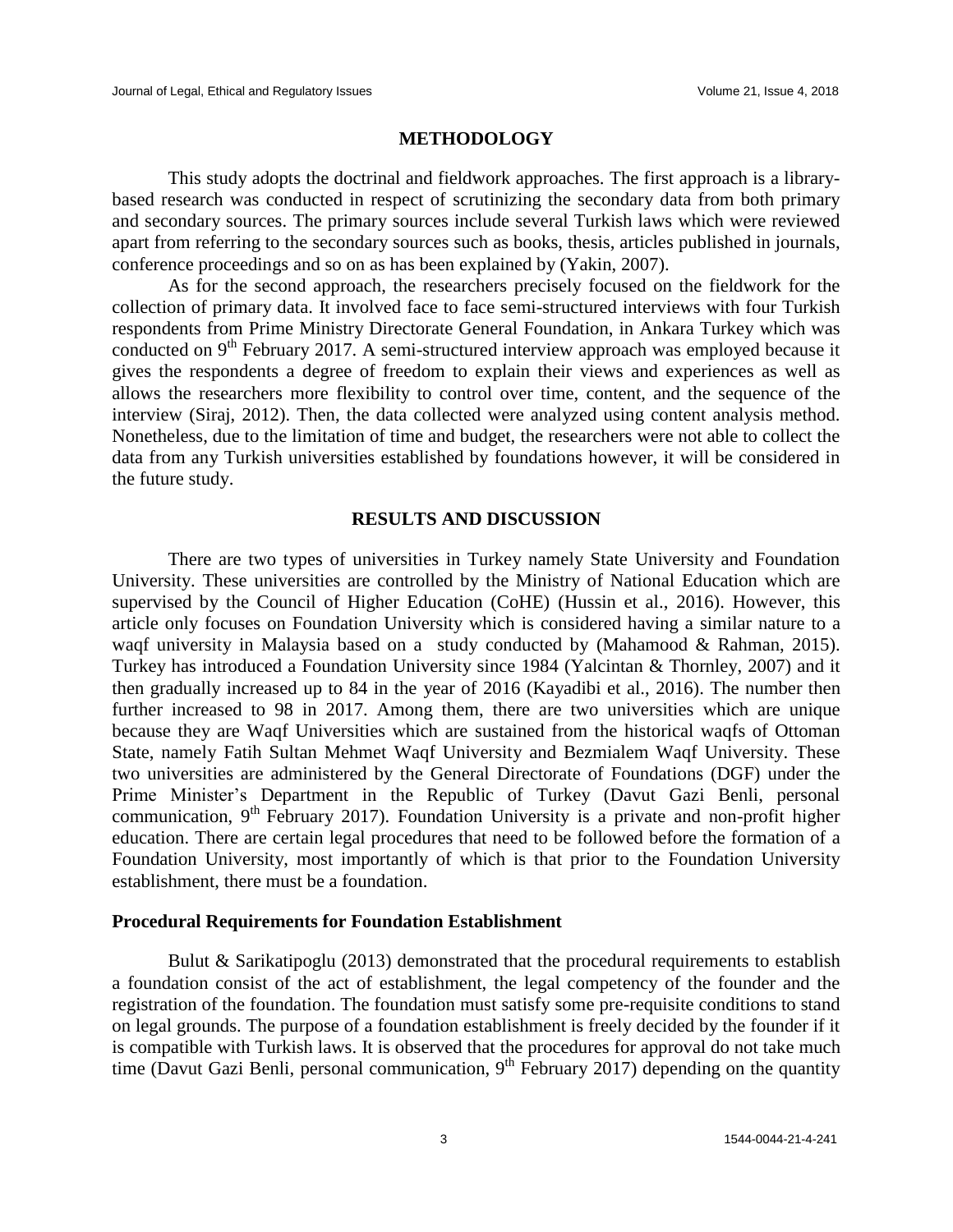## METHODOLOGY

This study adopts the doctrinal and fieldwork approaches. The first approach is a library-based research was conducted in respect of scrutinizing the secondary data from both primary and secondary sources. The primary sources include several Turkish laws which were reviewed apart from referring to the secondary sources such as books, thesis, articles published in journals, conference proceedings and so on as has been explained by (Yakin, 2007).

As for the second approach, the researchers precisely focused on the fieldwork for the collection of primary data. It involved face to face semi-structured interviews with four Turkish respondents from Prime Ministry Directorate General Foundation, in Ankara Turkey which was conducted on 9th February 2017. A semi-structured interview approach was employed because it gives the respondents a degree of freedom to explain their views and experiences as well as allows the researchers more flexibility to control over time, content, and the sequence of the interview (Siraj, 2012). Then, the data collected were analyzed using content analysis method. Nonetheless, due to the limitation of time and budget, the researchers were not able to collect the data from any Turkish universities established by foundations however, it will be considered in the future study.

## RESULTS AND DISCUSSION

There are two types of universities in Turkey namely State University and Foundation University. These universities are controlled by the Ministry of National Education which are supervised by the Council of Higher Education (CoHE) (Hussin et al., 2016). However, this article only focuses on Foundation University which is considered having a similar nature to a waqf university in Malaysia based on a study conducted by (Mahamood & Rahman, 2015). Turkey has introduced a Foundation University since 1984 (Yalcintan & Thornley, 2007) and it then gradually increased up to 84 in the year of 2016 (Kayadibi et al., 2016). The number then further increased to 98 in 2017. Among them, there are two universities which are unique because they are Waqf Universities which are sustained from the historical waqfs of Ottoman State, namely Fatih Sultan Mehmet Waqf University and Bezmialem Waqf University. These two universities are administered by the General Directorate of Foundations (DGF) under the Prime Minister's Department in the Republic of Turkey (Davut Gazi Benli, personal communication, 9th February 2017). Foundation University is a private and non-profit higher education. There are certain legal procedures that need to be followed before the formation of a Foundation University, most importantly of which is that prior to the Foundation University establishment, there must be a foundation.

### Procedural Requirements for Foundation Establishment

Bulut & Sarikatipoglu (2013) demonstrated that the procedural requirements to establish a foundation consist of the act of establishment, the legal competency of the founder and the registration of the foundation. The foundation must satisfy some pre-requisite conditions to stand on legal grounds. The purpose of a foundation establishment is freely decided by the founder if it is compatible with Turkish laws. It is observed that the procedures for approval do not take much time (Davut Gazi Benli, personal communication, 9th February 2017) depending on the quantity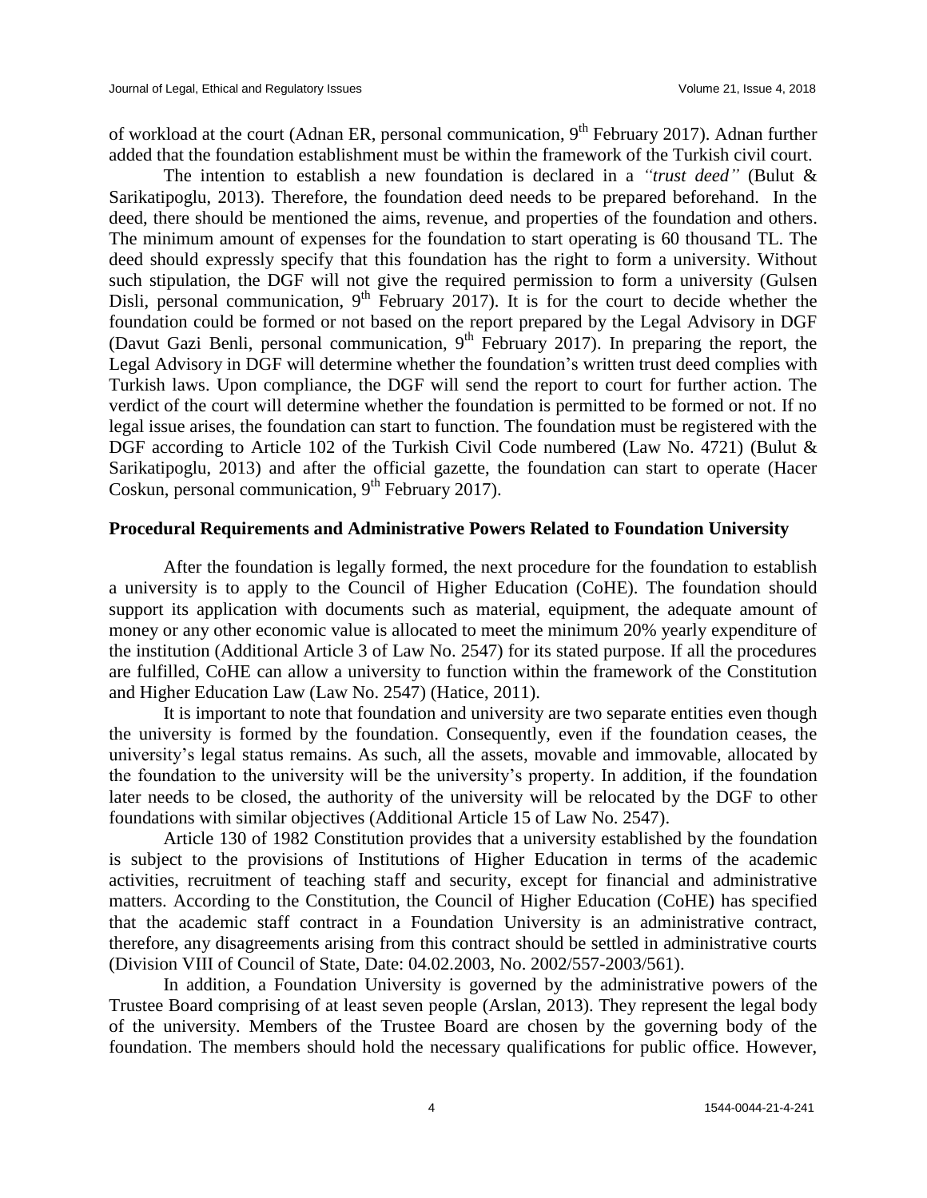of workload at the court (Adnan ER, personal communication, 9th February 2017). Adnan further added that the foundation establishment must be within the framework of the Turkish civil court.

The intention to establish a new foundation is declared in a *"trust deed"* (Bulut & Sarikatipoglu, 2013). Therefore, the foundation deed needs to be prepared beforehand. In the deed, there should be mentioned the aims, revenue, and properties of the foundation and others. The minimum amount of expenses for the foundation to start operating is 60 thousand TL. The deed should expressly specify that this foundation has the right to form a university. Without such stipulation, the DGF will not give the required permission to form a university (Gulsen Disli, personal communication, 9th February 2017). It is for the court to decide whether the foundation could be formed or not based on the report prepared by the Legal Advisory in DGF (Davut Gazi Benli, personal communication, 9th February 2017). In preparing the report, the Legal Advisory in DGF will determine whether the foundation's written trust deed complies with Turkish laws. Upon compliance, the DGF will send the report to court for further action. The verdict of the court will determine whether the foundation is permitted to be formed or not. If no legal issue arises, the foundation can start to function. The foundation must be registered with the DGF according to Article 102 of the Turkish Civil Code numbered (Law No. 4721) (Bulut & Sarikatipoglu, 2013) and after the official gazette, the foundation can start to operate (Hacer Coskun, personal communication, 9th February 2017).

## Procedural Requirements and Administrative Powers Related to Foundation University

After the foundation is legally formed, the next procedure for the foundation to establish a university is to apply to the Council of Higher Education (CoHE). The foundation should support its application with documents such as material, equipment, the adequate amount of money or any other economic value is allocated to meet the minimum 20% yearly expenditure of the institution (Additional Article 3 of Law No. 2547) for its stated purpose. If all the procedures are fulfilled, CoHE can allow a university to function within the framework of the Constitution and Higher Education Law (Law No. 2547) (Hatice, 2011).

It is important to note that foundation and university are two separate entities even though the university is formed by the foundation. Consequently, even if the foundation ceases, the university's legal status remains. As such, all the assets, movable and immovable, allocated by the foundation to the university will be the university's property. In addition, if the foundation later needs to be closed, the authority of the university will be relocated by the DGF to other foundations with similar objectives (Additional Article 15 of Law No. 2547).

Article 130 of 1982 Constitution provides that a university established by the foundation is subject to the provisions of Institutions of Higher Education in terms of the academic activities, recruitment of teaching staff and security, except for financial and administrative matters. According to the Constitution, the Council of Higher Education (CoHE) has specified that the academic staff contract in a Foundation University is an administrative contract, therefore, any disagreements arising from this contract should be settled in administrative courts (Division VIII of Council of State, Date: 04.02.2003, No. 2002/557-2003/561).

In addition, a Foundation University is governed by the administrative powers of the Trustee Board comprising of at least seven people (Arslan, 2013). They represent the legal body of the university. Members of the Trustee Board are chosen by the governing body of the foundation. The members should hold the necessary qualifications for public office. However,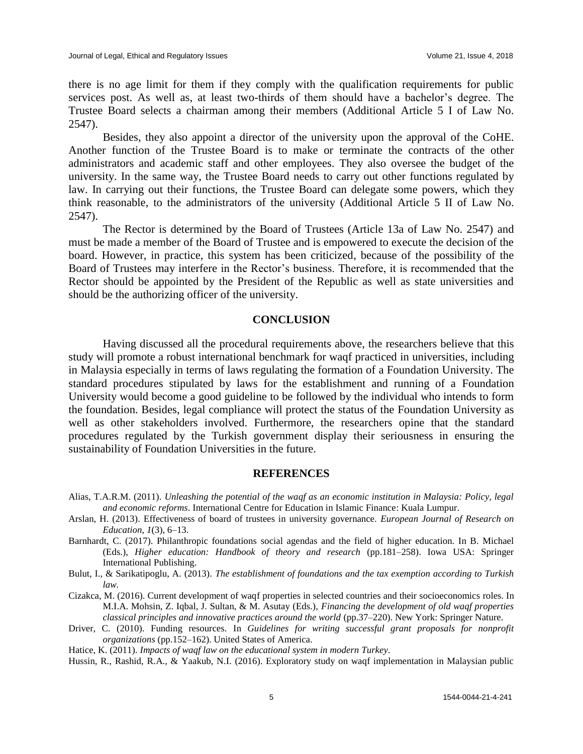there is no age limit for them if they comply with the qualification requirements for public services post. As well as, at least two-thirds of them should have a bachelor's degree. The Trustee Board selects a chairman among their members (Additional Article 5 I of Law No. 2547).

Besides, they also appoint a director of the university upon the approval of the CoHE. Another function of the Trustee Board is to make or terminate the contracts of the other administrators and academic staff and other employees. They also oversee the budget of the university. In the same way, the Trustee Board needs to carry out other functions regulated by law. In carrying out their functions, the Trustee Board can delegate some powers, which they think reasonable, to the administrators of the university (Additional Article 5 II of Law No. 2547).

The Rector is determined by the Board of Trustees (Article 13a of Law No. 2547) and must be made a member of the Board of Trustee and is empowered to execute the decision of the board. However, in practice, this system has been criticized, because of the possibility of the Board of Trustees may interfere in the Rector's business. Therefore, it is recommended that the Rector should be appointed by the President of the Republic as well as state universities and should be the authorizing officer of the university.

## CONCLUSION

Having discussed all the procedural requirements above, the researchers believe that this study will promote a robust international benchmark for waqf practiced in universities, including in Malaysia especially in terms of laws regulating the formation of a Foundation University. The standard procedures stipulated by laws for the establishment and running of a Foundation University would become a good guideline to be followed by the individual who intends to form the foundation. Besides, legal compliance will protect the status of the Foundation University as well as other stakeholders involved. Furthermore, the researchers opine that the standard procedures regulated by the Turkish government display their seriousness in ensuring the sustainability of Foundation Universities in the future.

## REFERENCES

Alias, T.A.R.M. (2011). *Unleashing the potential of the waqf as an economic institution in Malaysia: Policy, legal and economic reforms*. International Centre for Education in Islamic Finance: Kuala Lumpur.

Arslan, H. (2013). Effectiveness of board of trustees in university governance. *European Journal of Research on Education*, *1*(3), 6–13.

Barnhardt, C. (2017). Philanthropic foundations social agendas and the field of higher education. In B. Michael (Eds.), *Higher education: Handbook of theory and research* (pp.181–258). Iowa USA: Springer International Publishing.

Bulut, I., & Sarikatipoglu, A. (2013). *The establishment of foundations and the tax exemption according to Turkish law*.

Cizakca, M. (2016). Current development of waqf properties in selected countries and their socioeconomics roles. In M.I.A. Mohsin, Z. Iqbal, J. Sultan, & M. Asutay (Eds.), *Financing the development of old waqf properties classical principles and innovative practices around the world* (pp.37–220). New York: Springer Nature.

Driver, C. (2010). Funding resources. In *Guidelines for writing successful grant proposals for nonprofit organizations* (pp.152–162). United States of America.

Hatice, K. (2011). *Impacts of waqf law on the educational system in modern Turkey*.

Hussin, R., Rashid, R.A., & Yaakub, N.I. (2016). Exploratory study on waqf implementation in Malaysian public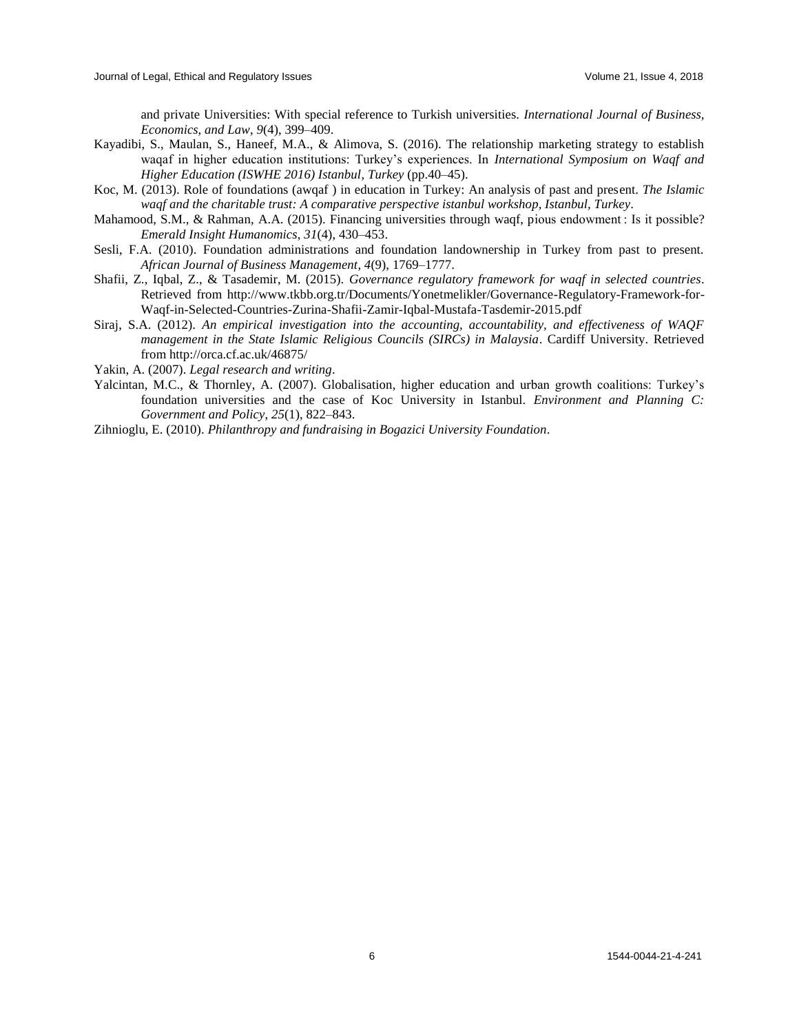and private Universities: With special reference to Turkish universities. *International Journal of Business, Economics, and Law*, *9*(4), 399–409.

Kayadibi, S., Maulan, S., Haneef, M.A., & Alimova, S. (2016). The relationship marketing strategy to establish waqaf in higher education institutions: Turkey's experiences. In *International Symposium on Waqf and Higher Education (ISWHE 2016) Istanbul, Turkey* (pp.40–45).

Koc, M. (2013). Role of foundations (awqaf ) in education in Turkey: An analysis of past and present. *The Islamic waqf and the charitable trust: A comparative perspective istanbul workshop, Istanbul, Turkey*.

Mahamood, S.M., & Rahman, A.A. (2015). Financing universities through waqf, pious endowment : Is it possible? *Emerald Insight Humanomics*, *31*(4), 430–453.

Sesli, F.A. (2010). Foundation administrations and foundation landownership in Turkey from past to present. *African Journal of Business Management*, *4*(9), 1769–1777.

Shafii, Z., Iqbal, Z., & Tasademir, M. (2015). *Governance regulatory framework for waqf in selected countries*. Retrieved from http://www.tkbb.org.tr/Documents/Yonetmelikler/Governance-Regulatory-Framework-for-Waqf-in-Selected-Countries-Zurina-Shafii-Zamir-Iqbal-Mustafa-Tasdemir-2015.pdf

Siraj, S.A. (2012). *An empirical investigation into the accounting, accountability, and effectiveness of WAQF management in the State Islamic Religious Councils (SIRCs) in Malaysia*. Cardiff University. Retrieved from http://orca.cf.ac.uk/46875/

Yakin, A. (2007). *Legal research and writing*.

Yalcintan, M.C., & Thornley, A. (2007). Globalisation, higher education and urban growth coalitions: Turkey's foundation universities and the case of Koc University in Istanbul. *Environment and Planning C: Government and Policy*, *25*(1), 822–843.

Zihnioglu, E. (2010). *Philanthropy and fundraising in Bogazici University Foundation*.